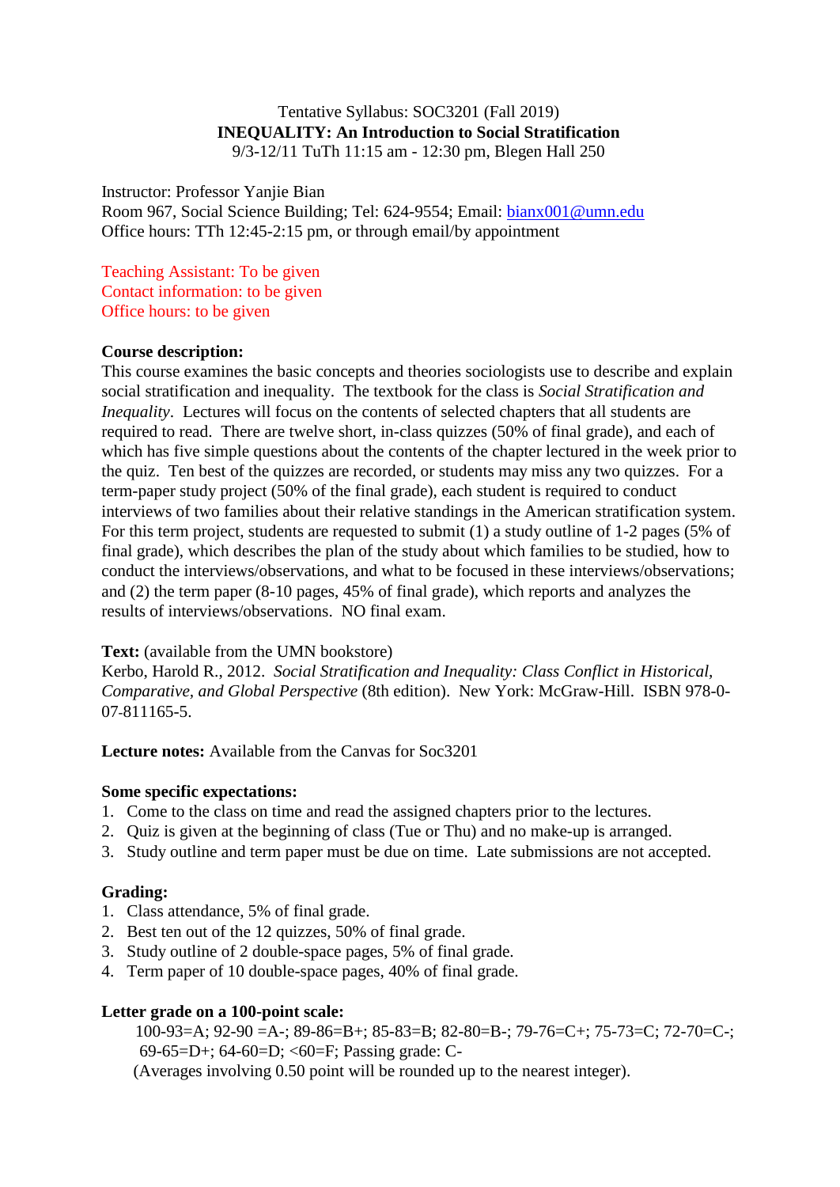Tentative Syllabus: SOC3201 (Fall 2019)

**INEQUALITY: An Introduction to Social Stratification**

9/3-12/11 TuTh 11:15 am - 12:30 pm, Blegen Hall 250

Instructor: Professor Yanjie Bian
Room 967, Social Science Building; Tel: 624-9554; Email: bianx001@umn.edu
Office hours: TTh 12:45-2:15 pm, or through email/by appointment

Teaching Assistant: To be given
Contact information: to be given
Office hours: to be given

**Course description:**
This course examines the basic concepts and theories sociologists use to describe and explain social stratification and inequality. The textbook for the class is *Social Stratification and Inequality*. Lectures will focus on the contents of selected chapters that all students are required to read. There are twelve short, in-class quizzes (50% of final grade), and each of which has five simple questions about the contents of the chapter lectured in the week prior to the quiz. Ten best of the quizzes are recorded, or students may miss any two quizzes. For a term-paper study project (50% of the final grade), each student is required to conduct interviews of two families about their relative standings in the American stratification system. For this term project, students are requested to submit (1) a study outline of 1-2 pages (5% of final grade), which describes the plan of the study about which families to be studied, how to conduct the interviews/observations, and what to be focused in these interviews/observations; and (2) the term paper (8-10 pages, 45% of final grade), which reports and analyzes the results of interviews/observations. NO final exam.

**Text:** (available from the UMN bookstore)
Kerbo, Harold R., 2012. *Social Stratification and Inequality: Class Conflict in Historical, Comparative, and Global Perspective* (8th edition). New York: McGraw-Hill. ISBN 978-0-07-811165-5.

**Lecture notes:** Available from the Canvas for Soc3201

**Some specific expectations:**

1. Come to the class on time and read the assigned chapters prior to the lectures.
2. Quiz is given at the beginning of class (Tue or Thu) and no make-up is arranged.
3. Study outline and term paper must be due on time. Late submissions are not accepted.

**Grading:**

1. Class attendance, 5% of final grade.
2. Best ten out of the 12 quizzes, 50% of final grade.
3. Study outline of 2 double-space pages, 5% of final grade.
4. Term paper of 10 double-space pages, 40% of final grade.

**Letter grade on a 100-point scale:**

100-93=A; 92-90 =A-; 89-86=B+; 85-83=B; 82-80=B-; 79-76=C+; 75-73=C; 72-70=C-; 69-65=D+; 64-60=D; <60=F; Passing grade: C-
(Averages involving 0.50 point will be rounded up to the nearest integer).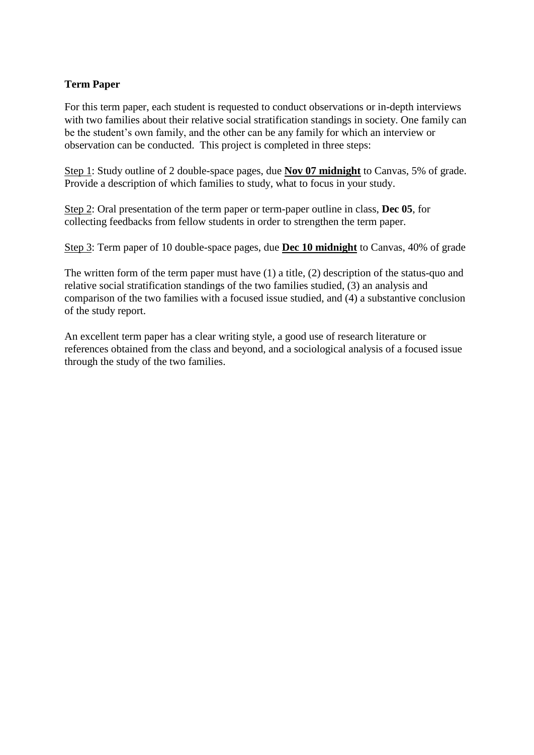**Term Paper**

For this term paper, each student is requested to conduct observations or in-depth interviews with two families about their relative social stratification standings in society. One family can be the student's own family, and the other can be any family for which an interview or observation can be conducted. This project is completed in three steps:

Step 1: Study outline of 2 double-space pages, due **Nov 07 midnight** to Canvas, 5% of grade. Provide a description of which families to study, what to focus in your study.

Step 2: Oral presentation of the term paper or term-paper outline in class, **Dec 05**, for collecting feedbacks from fellow students in order to strengthen the term paper.

Step 3: Term paper of 10 double-space pages, due **Dec 10 midnight** to Canvas, 40% of grade

The written form of the term paper must have (1) a title, (2) description of the status-quo and relative social stratification standings of the two families studied, (3) an analysis and comparison of the two families with a focused issue studied, and (4) a substantive conclusion of the study report.

An excellent term paper has a clear writing style, a good use of research literature or references obtained from the class and beyond, and a sociological analysis of a focused issue through the study of the two families.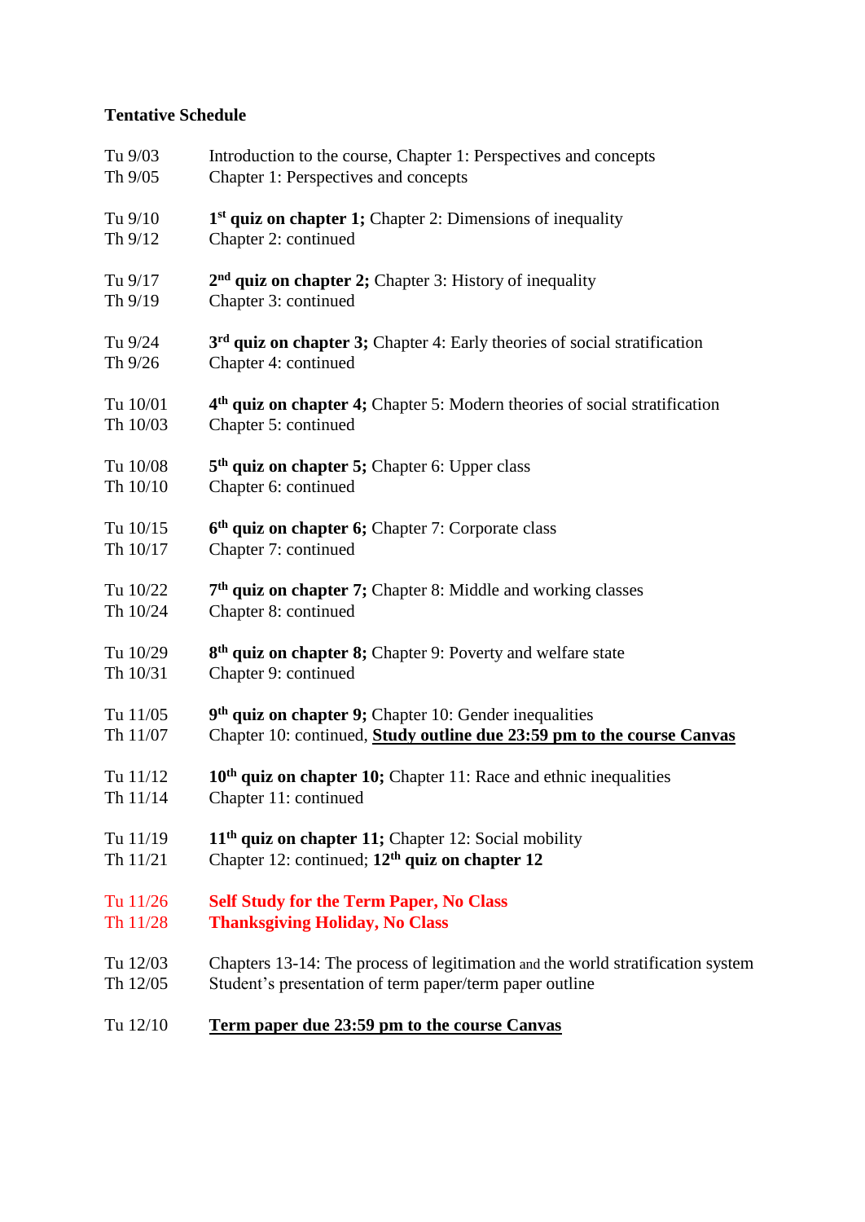**Tentative Schedule**

| | |
|---|---|
| Tu 9/03 | Introduction to the course, Chapter 1: Perspectives and concepts |
| Th 9/05 | Chapter 1: Perspectives and concepts |
| Tu 9/10 | **1st quiz on chapter 1;** Chapter 2: Dimensions of inequality |
| Th 9/12 | Chapter 2: continued |
| Tu 9/17 | **2nd quiz on chapter 2;** Chapter 3: History of inequality |
| Th 9/19 | Chapter 3: continued |
| Tu 9/24 | **3rd quiz on chapter 3;** Chapter 4: Early theories of social stratification |
| Th 9/26 | Chapter 4: continued |
| Tu 10/01 | **4th quiz on chapter 4;** Chapter 5: Modern theories of social stratification |
| Th 10/03 | Chapter 5: continued |
| Tu 10/08 | **5th quiz on chapter 5;** Chapter 6: Upper class |
| Th 10/10 | Chapter 6: continued |
| Tu 10/15 | **6th quiz on chapter 6;** Chapter 7: Corporate class |
| Th 10/17 | Chapter 7: continued |
| Tu 10/22 | **7th quiz on chapter 7;** Chapter 8: Middle and working classes |
| Th 10/24 | Chapter 8: continued |
| Tu 10/29 | **8th quiz on chapter 8;** Chapter 9: Poverty and welfare state |
| Th 10/31 | Chapter 9: continued |
| Tu 11/05 | **9th quiz on chapter 9;** Chapter 10: Gender inequalities |
| Th 11/07 | Chapter 10: continued, **Study outline due 23:59 pm to the course Canvas** |
| Tu 11/12 | **10th quiz on chapter 10;** Chapter 11: Race and ethnic inequalities |
| Th 11/14 | Chapter 11: continued |
| Tu 11/19 | **11th quiz on chapter 11;** Chapter 12: Social mobility |
| Th 11/21 | Chapter 12: continued; **12th quiz on chapter 12** |
| Tu 11/26 | **Self Study for the Term Paper, No Class** |
| Th 11/28 | **Thanksgiving Holiday, No Class** |
| Tu 12/03 | Chapters 13-14: The process of legitimation and the world stratification system |
| Th 12/05 | Student's presentation of term paper/term paper outline |
| Tu 12/10 | **Term paper due 23:59 pm to the course Canvas** |